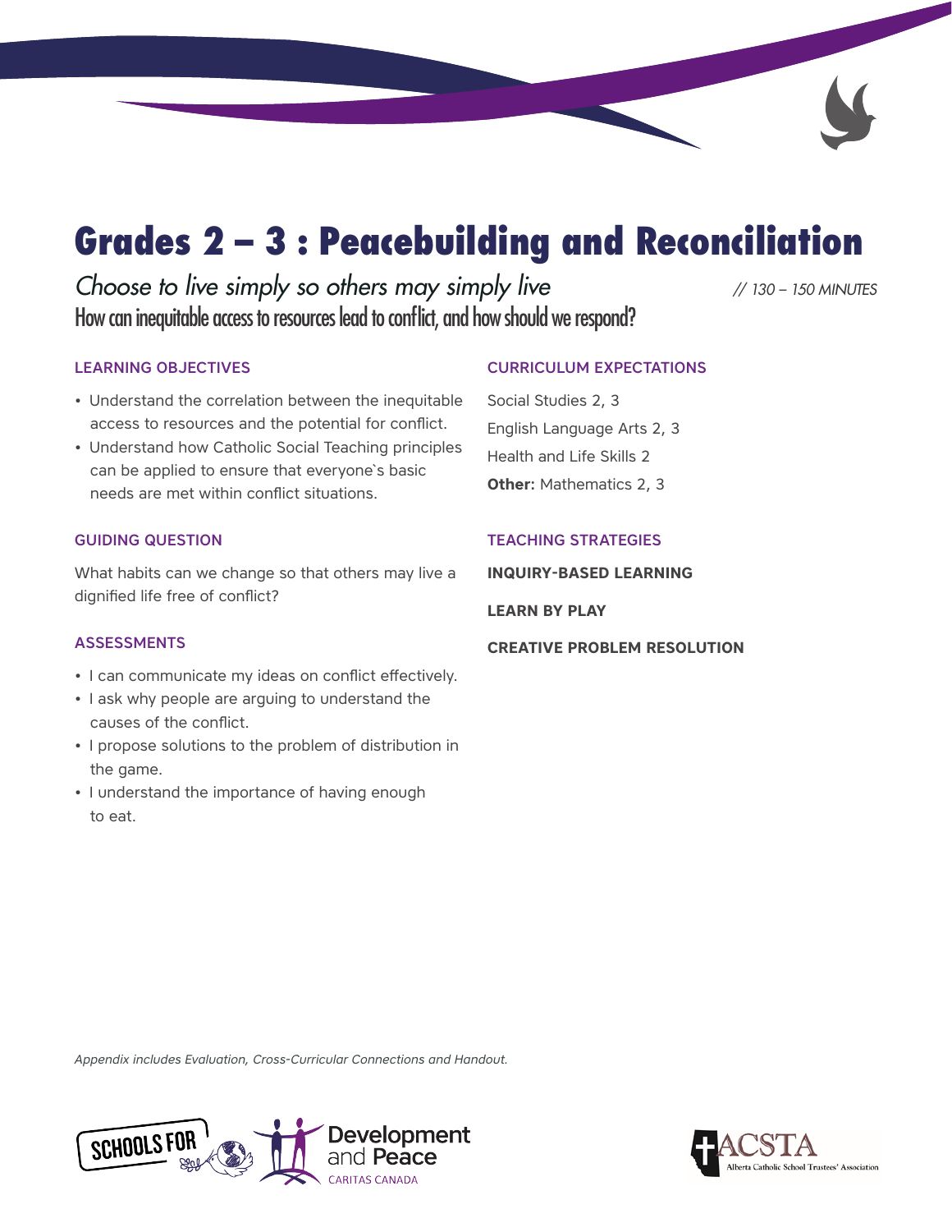# Grades 2 – 3 : Peacebuilding and Reconciliation

*Choose to live simply so others may simply live* *// 130 – 150 MINUTES*

How can inequitable access to resources lead to conflict, and how should we respond?

### LEARNING OBJECTIVES

- Understand the correlation between the inequitable access to resources and the potential for conflict.
- Understand how Catholic Social Teaching principles can be applied to ensure that everyone`s basic needs are met within conflict situations.

### GUIDING QUESTION

What habits can we change so that others may live a dignified life free of conflict?

### ASSESSMENTS

- I can communicate my ideas on conflict effectively.
- I ask why people are arguing to understand the causes of the conflict.
- I propose solutions to the problem of distribution in the game.
- I understand the importance of having enough to eat.

### CURRICULUM EXPECTATIONS

Social Studies 2, 3

English Language Arts 2, 3

Health and Life Skills 2

**Other:** Mathematics 2, 3

### TEACHING STRATEGIES

**INQUIRY-BASED LEARNING**

**LEARN BY PLAY**

**CREATIVE PROBLEM RESOLUTION**

*Appendix includes Evaluation, Cross-Curricular Connections and Handout.*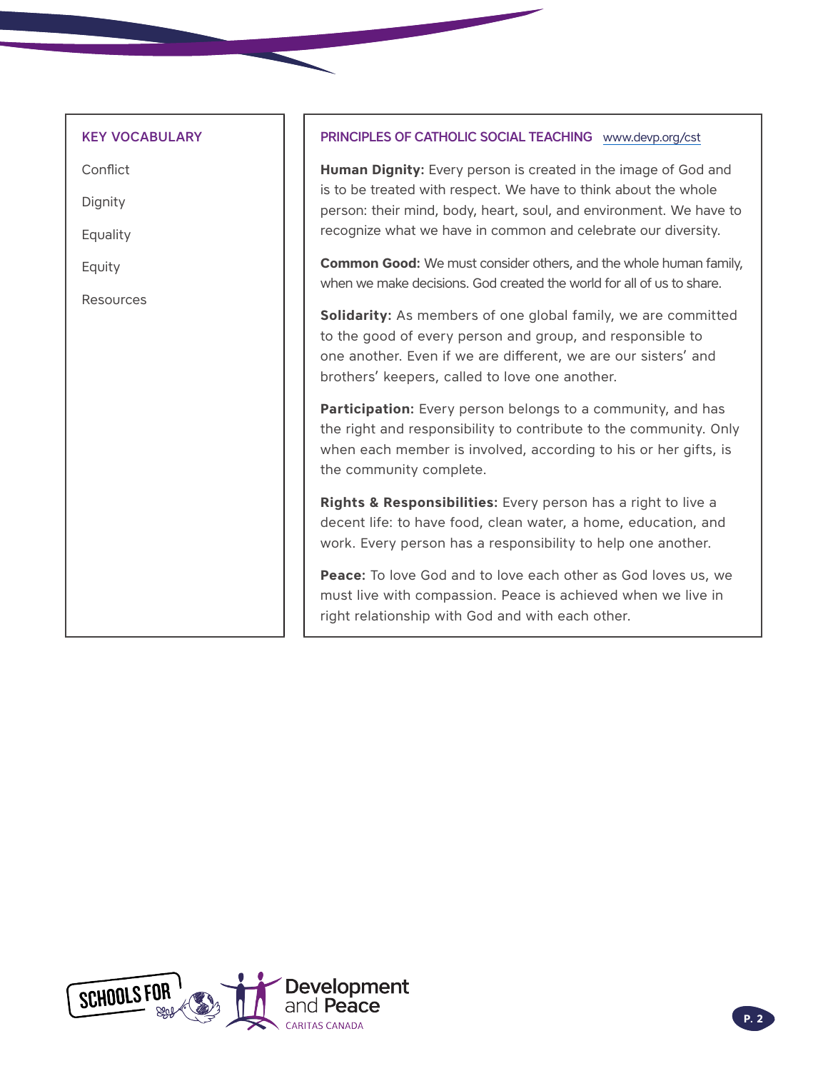## KEY VOCABULARY

- Conflict
- Dignity
- Equality
- Equity
- Resources

## PRINCIPLES OF CATHOLIC SOCIAL TEACHING www.devp.org/cst

**Human Dignity:** Every person is created in the image of God and is to be treated with respect. We have to think about the whole person: their mind, body, heart, soul, and environment. We have to recognize what we have in common and celebrate our diversity.

**Common Good:** We must consider others, and the whole human family, when we make decisions. God created the world for all of us to share.

**Solidarity:** As members of one global family, we are committed to the good of every person and group, and responsible to one another. Even if we are different, we are our sisters' and brothers' keepers, called to love one another.

**Participation:** Every person belongs to a community, and has the right and responsibility to contribute to the community. Only when each member is involved, according to his or her gifts, is the community complete.

**Rights & Responsibilities:** Every person has a right to live a decent life: to have food, clean water, a home, education, and work. Every person has a responsibility to help one another.

**Peace:** To love God and to love each other as God loves us, we must live with compassion. Peace is achieved when we live in right relationship with God and with each other.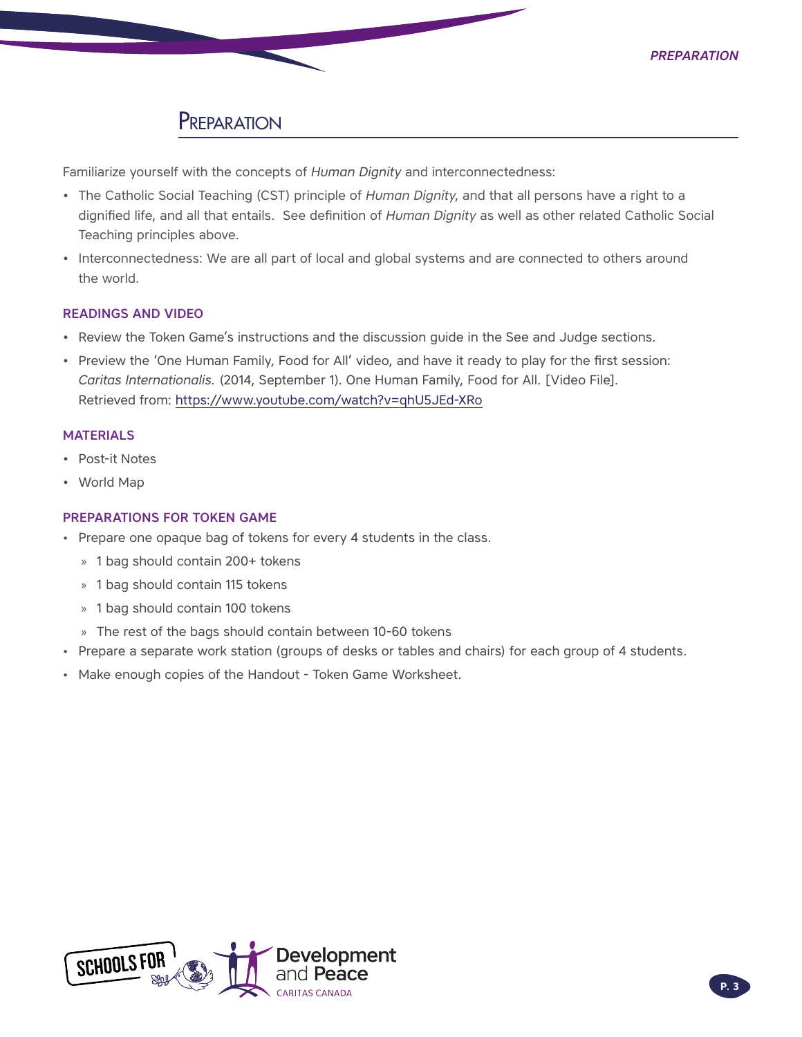# Preparation

Familiarize yourself with the concepts of *Human Dignity* and interconnectedness:

- The Catholic Social Teaching (CST) principle of *Human Dignity*, and that all persons have a right to a dignified life, and all that entails. See definition of *Human Dignity* as well as other related Catholic Social Teaching principles above.
- Interconnectedness: We are all part of local and global systems and are connected to others around the world.

### READINGS AND VIDEO

- Review the Token Game's instructions and the discussion guide in the See and Judge sections.
- Preview the 'One Human Family, Food for All' video, and have it ready to play for the first session: *Caritas Internationalis.* (2014, September 1). One Human Family, Food for All. [Video File]. Retrieved from: https://www.youtube.com/watch?v=qhU5JEd-XRo

### MATERIALS

- Post-it Notes
- World Map

### PREPARATIONS FOR TOKEN GAME

- Prepare one opaque bag of tokens for every 4 students in the class.
  - 1 bag should contain 200+ tokens
  - 1 bag should contain 115 tokens
  - 1 bag should contain 100 tokens
  - The rest of the bags should contain between 10-60 tokens
- Prepare a separate work station (groups of desks or tables and chairs) for each group of 4 students.
- Make enough copies of the Handout - Token Game Worksheet.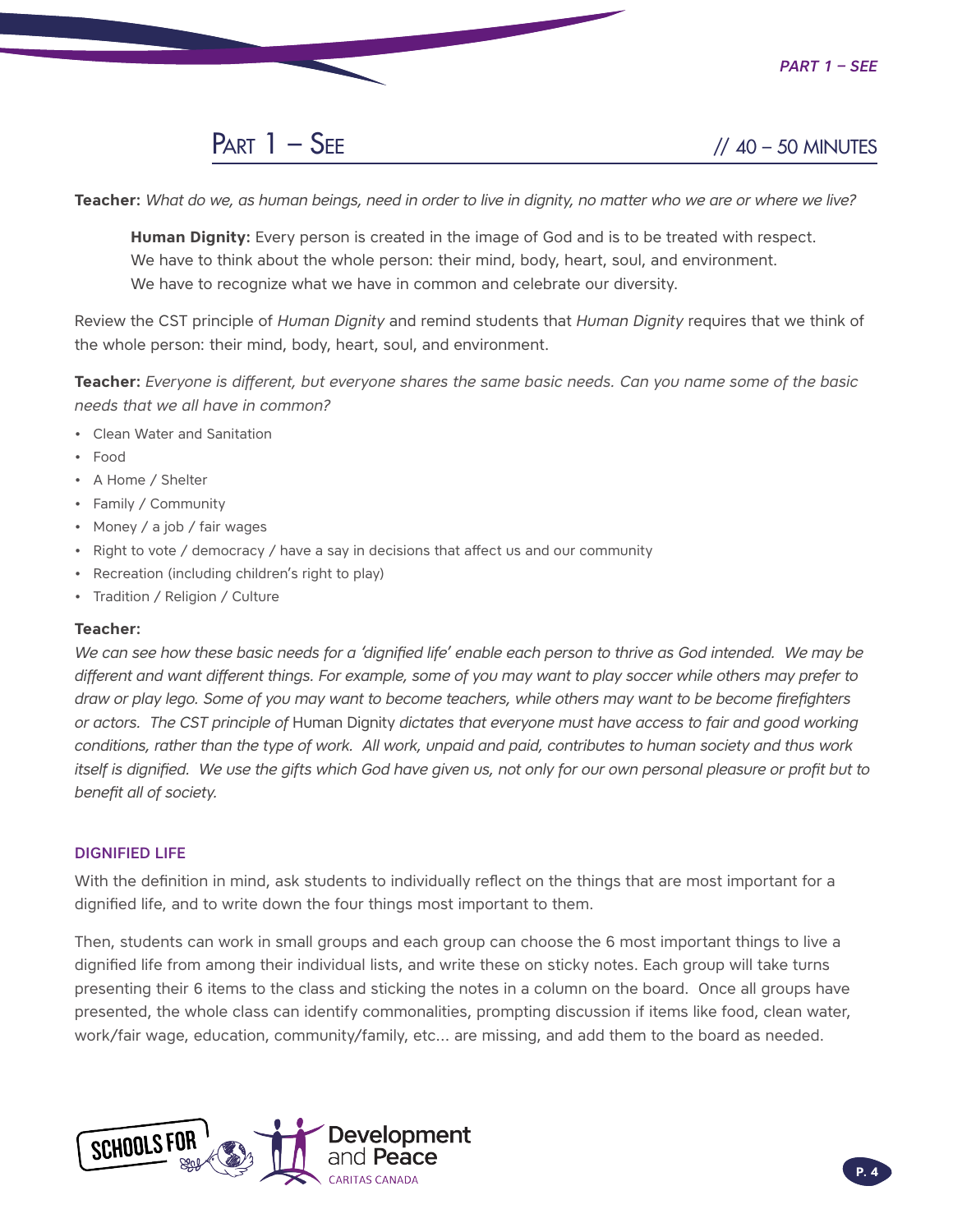## Part 1 – See // 40 – 50 MINUTES

**Teacher:** *What do we, as human beings, need in order to live in dignity, no matter who we are or where we live?*

> **Human Dignity:** Every person is created in the image of God and is to be treated with respect. We have to think about the whole person: their mind, body, heart, soul, and environment. We have to recognize what we have in common and celebrate our diversity.

Review the CST principle of *Human Dignity* and remind students that *Human Dignity* requires that we think of the whole person: their mind, body, heart, soul, and environment.

**Teacher:** *Everyone is different, but everyone shares the same basic needs. Can you name some of the basic needs that we all have in common?*

- Clean Water and Sanitation
- Food
- A Home / Shelter
- Family / Community
- Money / a job / fair wages
- Right to vote / democracy / have a say in decisions that affect us and our community
- Recreation (including children's right to play)
- Tradition / Religion / Culture

**Teacher:**

*We can see how these basic needs for a 'dignified life' enable each person to thrive as God intended. We may be different and want different things. For example, some of you may want to play soccer while others may prefer to draw or play lego. Some of you may want to become teachers, while others may want to be become firefighters or actors. The CST principle of* Human Dignity *dictates that everyone must have access to fair and good working conditions, rather than the type of work. All work, unpaid and paid, contributes to human society and thus work itself is dignified. We use the gifts which God have given us, not only for our own personal pleasure or profit but to benefit all of society.*

### DIGNIFIED LIFE

With the definition in mind, ask students to individually reflect on the things that are most important for a dignified life, and to write down the four things most important to them.

Then, students can work in small groups and each group can choose the 6 most important things to live a dignified life from among their individual lists, and write these on sticky notes. Each group will take turns presenting their 6 items to the class and sticking the notes in a column on the board. Once all groups have presented, the whole class can identify commonalities, prompting discussion if items like food, clean water, work/fair wage, education, community/family, etc... are missing, and add them to the board as needed.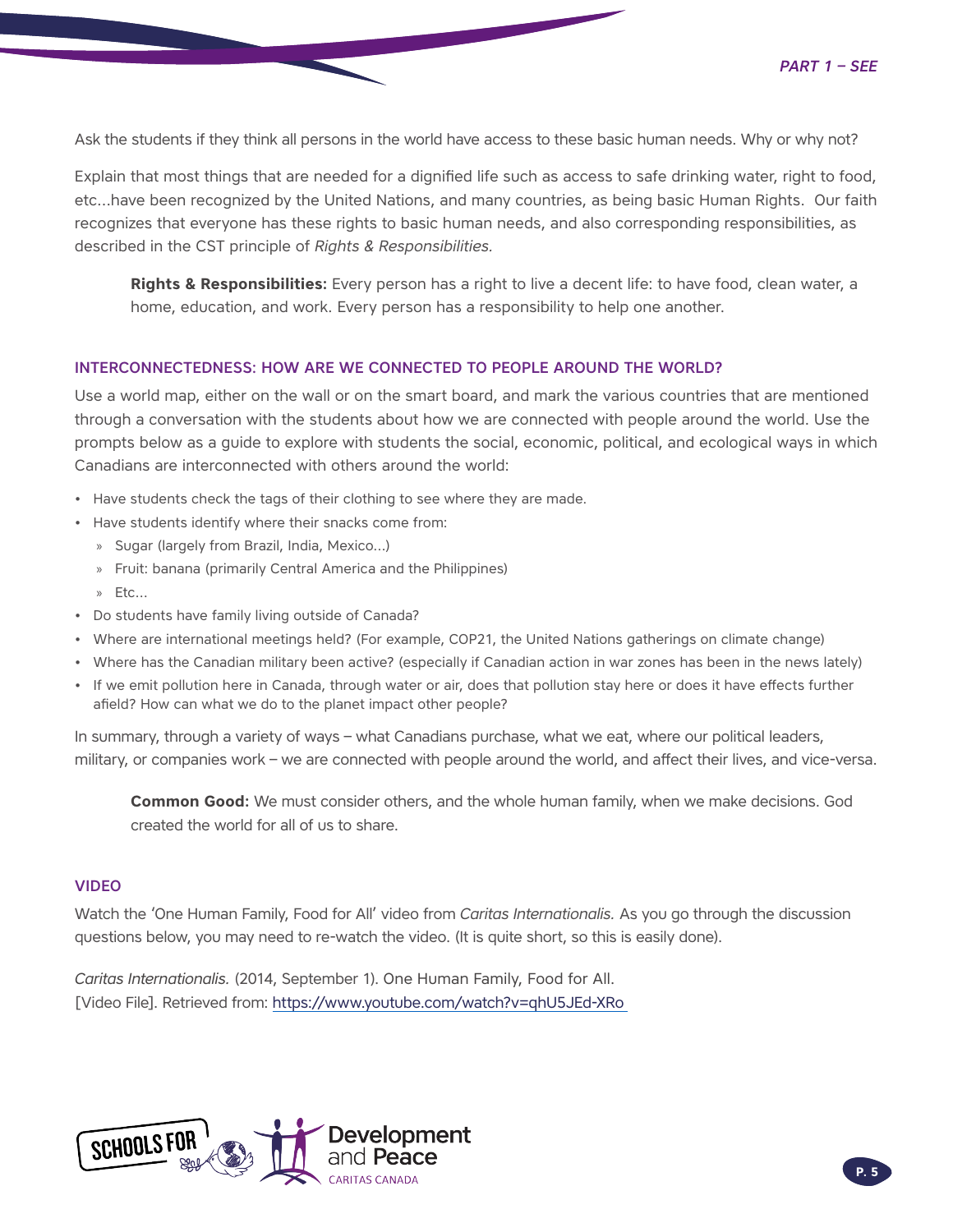Ask the students if they think all persons in the world have access to these basic human needs. Why or why not?

Explain that most things that are needed for a dignified life such as access to safe drinking water, right to food, etc…have been recognized by the United Nations, and many countries, as being basic Human Rights. Our faith recognizes that everyone has these rights to basic human needs, and also corresponding responsibilities, as described in the CST principle of *Rights & Responsibilities.*

> **Rights & Responsibilities:** Every person has a right to live a decent life: to have food, clean water, a home, education, and work. Every person has a responsibility to help one another.

## INTERCONNECTEDNESS: HOW ARE WE CONNECTED TO PEOPLE AROUND THE WORLD?

Use a world map, either on the wall or on the smart board, and mark the various countries that are mentioned through a conversation with the students about how we are connected with people around the world. Use the prompts below as a guide to explore with students the social, economic, political, and ecological ways in which Canadians are interconnected with others around the world:

- Have students check the tags of their clothing to see where they are made.
- Have students identify where their snacks come from:
  - Sugar (largely from Brazil, India, Mexico…)
  - Fruit: banana (primarily Central America and the Philippines)
  - Etc…
- Do students have family living outside of Canada?
- Where are international meetings held? (For example, COP21, the United Nations gatherings on climate change)
- Where has the Canadian military been active? (especially if Canadian action in war zones has been in the news lately)
- If we emit pollution here in Canada, through water or air, does that pollution stay here or does it have effects further afield? How can what we do to the planet impact other people?

In summary, through a variety of ways – what Canadians purchase, what we eat, where our political leaders, military, or companies work – we are connected with people around the world, and affect their lives, and vice-versa.

> **Common Good:** We must consider others, and the whole human family, when we make decisions. God created the world for all of us to share.

## VIDEO

Watch the 'One Human Family, Food for All' video from *Caritas Internationalis.* As you go through the discussion questions below, you may need to re-watch the video. (It is quite short, so this is easily done).

*Caritas Internationalis.* (2014, September 1). One Human Family, Food for All. [Video File]. Retrieved from: https://www.youtube.com/watch?v=qhU5JEd-XRo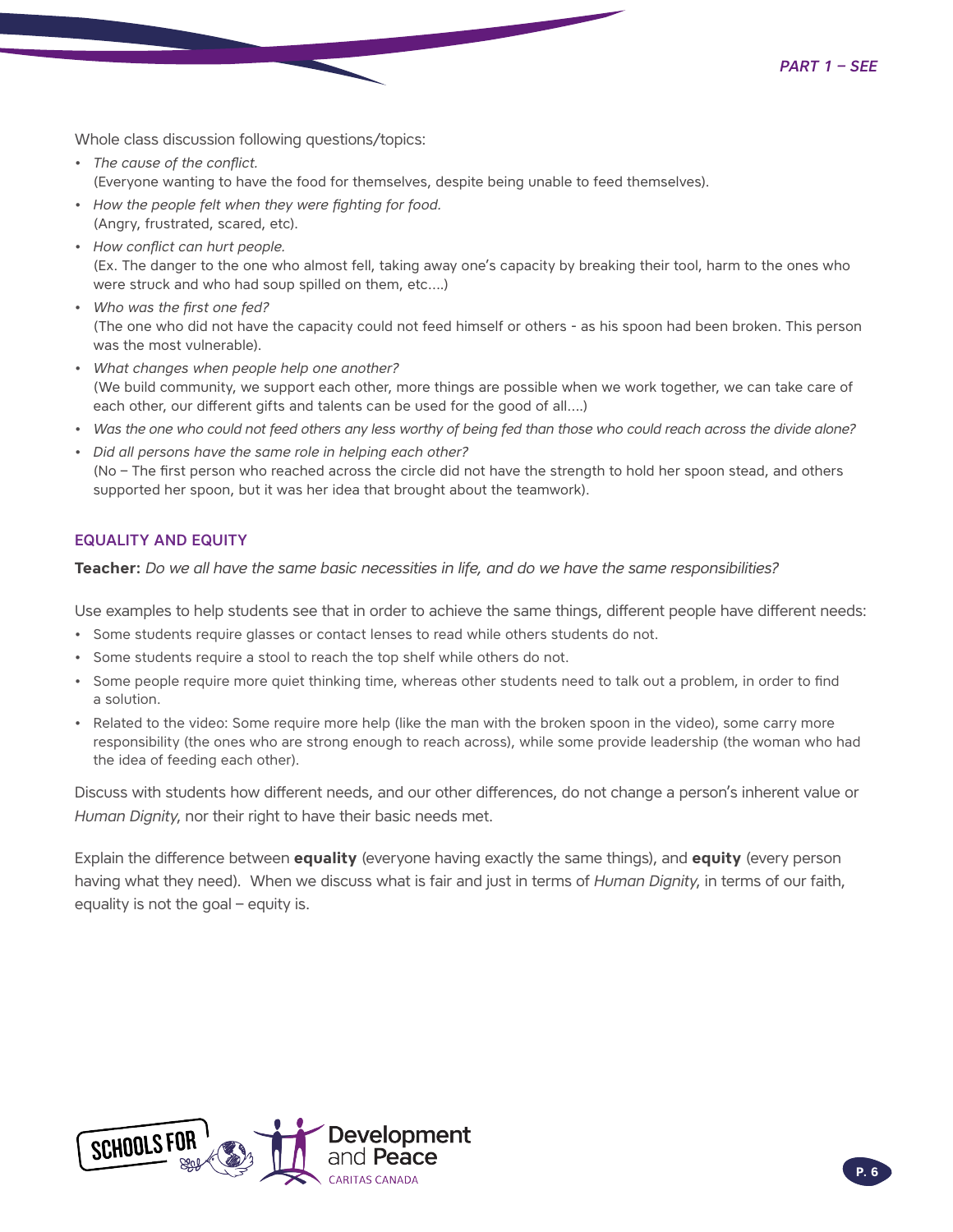Whole class discussion following questions/topics:

- *The cause of the conflict.*
  (Everyone wanting to have the food for themselves, despite being unable to feed themselves).
- *How the people felt when they were fighting for food.*
  (Angry, frustrated, scared, etc).
- *How conflict can hurt people.*
  (Ex. The danger to the one who almost fell, taking away one's capacity by breaking their tool, harm to the ones who were struck and who had soup spilled on them, etc....)
- *Who was the first one fed?*
  (The one who did not have the capacity could not feed himself or others - as his spoon had been broken. This person was the most vulnerable).
- *What changes when people help one another?*
  (We build community, we support each other, more things are possible when we work together, we can take care of each other, our different gifts and talents can be used for the good of all....)
- *Was the one who could not feed others any less worthy of being fed than those who could reach across the divide alone?*
- *Did all persons have the same role in helping each other?*
  (No – The first person who reached across the circle did not have the strength to hold her spoon stead, and others supported her spoon, but it was her idea that brought about the teamwork).

## EQUALITY AND EQUITY

**Teacher:** *Do we all have the same basic necessities in life, and do we have the same responsibilities?*

Use examples to help students see that in order to achieve the same things, different people have different needs:

- Some students require glasses or contact lenses to read while others students do not.
- Some students require a stool to reach the top shelf while others do not.
- Some people require more quiet thinking time, whereas other students need to talk out a problem, in order to find a solution.
- Related to the video: Some require more help (like the man with the broken spoon in the video), some carry more responsibility (the ones who are strong enough to reach across), while some provide leadership (the woman who had the idea of feeding each other).

Discuss with students how different needs, and our other differences, do not change a person's inherent value or *Human Dignity*, nor their right to have their basic needs met.

Explain the difference between **equality** (everyone having exactly the same things), and **equity** (every person having what they need). When we discuss what is fair and just in terms of *Human Dignity*, in terms of our faith, equality is not the goal – equity is.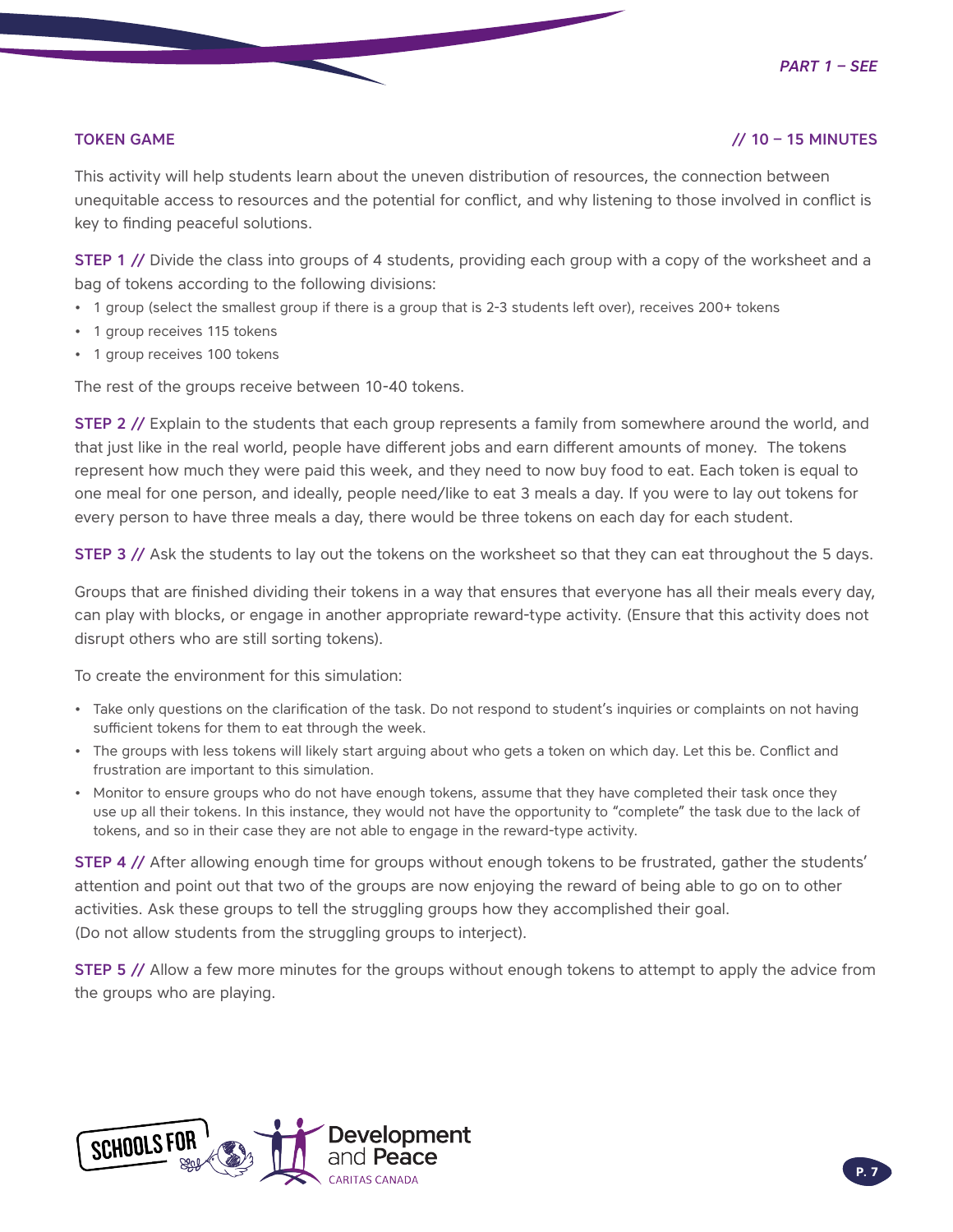## TOKEN GAME

// 10 – 15 MINUTES

This activity will help students learn about the uneven distribution of resources, the connection between unequitable access to resources and the potential for conflict, and why listening to those involved in conflict is key to finding peaceful solutions.

**STEP 1 //** Divide the class into groups of 4 students, providing each group with a copy of the worksheet and a bag of tokens according to the following divisions:

- 1 group (select the smallest group if there is a group that is 2-3 students left over), receives 200+ tokens
- 1 group receives 115 tokens
- 1 group receives 100 tokens

The rest of the groups receive between 10-40 tokens.

**STEP 2 //** Explain to the students that each group represents a family from somewhere around the world, and that just like in the real world, people have different jobs and earn different amounts of money. The tokens represent how much they were paid this week, and they need to now buy food to eat. Each token is equal to one meal for one person, and ideally, people need/like to eat 3 meals a day. If you were to lay out tokens for every person to have three meals a day, there would be three tokens on each day for each student.

**STEP 3 //** Ask the students to lay out the tokens on the worksheet so that they can eat throughout the 5 days.

Groups that are finished dividing their tokens in a way that ensures that everyone has all their meals every day, can play with blocks, or engage in another appropriate reward-type activity. (Ensure that this activity does not disrupt others who are still sorting tokens).

To create the environment for this simulation:

- Take only questions on the clarification of the task. Do not respond to student's inquiries or complaints on not having sufficient tokens for them to eat through the week.
- The groups with less tokens will likely start arguing about who gets a token on which day. Let this be. Conflict and frustration are important to this simulation.
- Monitor to ensure groups who do not have enough tokens, assume that they have completed their task once they use up all their tokens. In this instance, they would not have the opportunity to "complete" the task due to the lack of tokens, and so in their case they are not able to engage in the reward-type activity.

**STEP 4 //** After allowing enough time for groups without enough tokens to be frustrated, gather the students' attention and point out that two of the groups are now enjoying the reward of being able to go on to other activities. Ask these groups to tell the struggling groups how they accomplished their goal. (Do not allow students from the struggling groups to interject).

**STEP 5 //** Allow a few more minutes for the groups without enough tokens to attempt to apply the advice from the groups who are playing.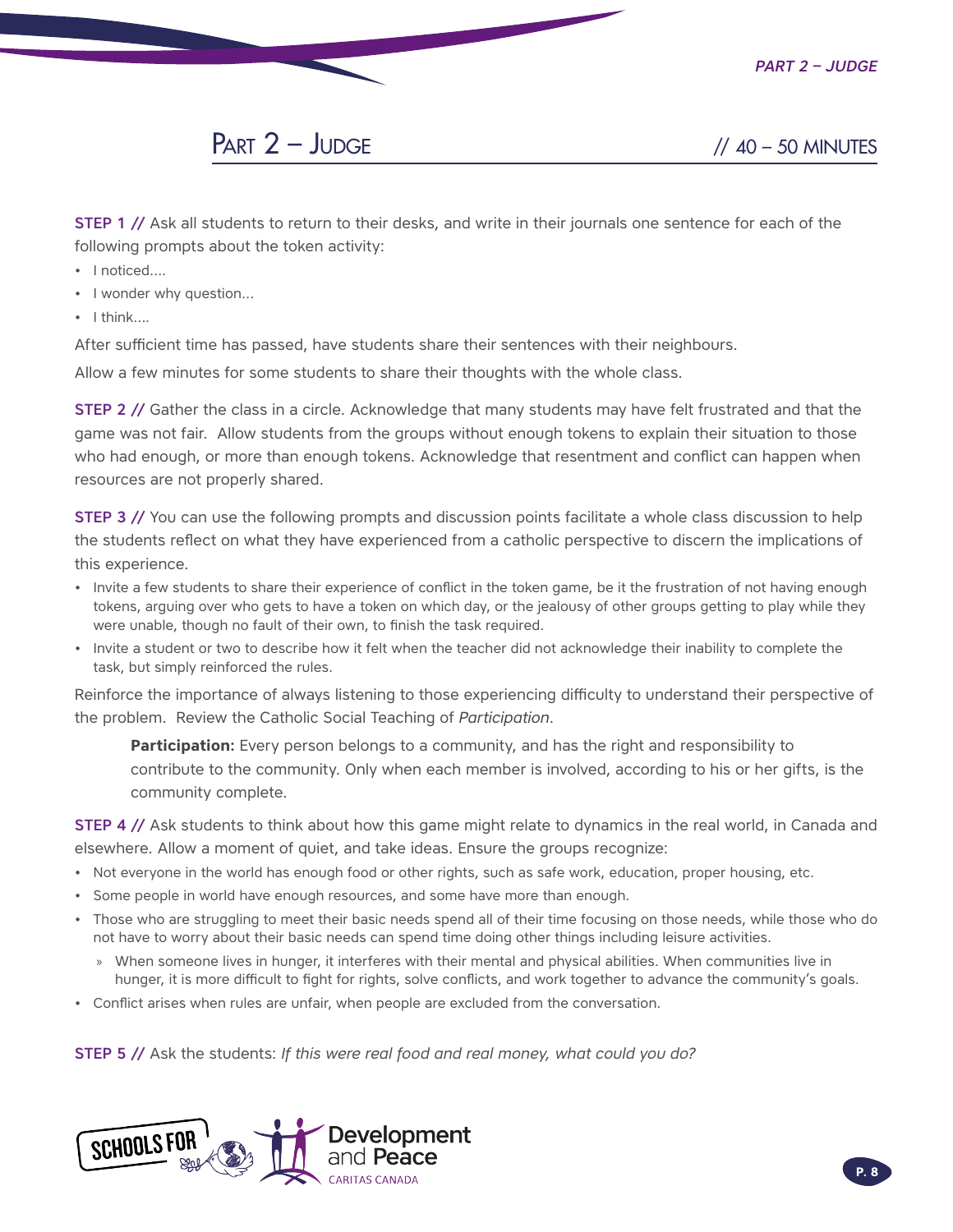## Part 2 – Judge

// 40 – 50 MINUTES

**STEP 1 //** Ask all students to return to their desks, and write in their journals one sentence for each of the following prompts about the token activity:

- I noticed....
- I wonder why question...
- I think....

After sufficient time has passed, have students share their sentences with their neighbours.

Allow a few minutes for some students to share their thoughts with the whole class.

**STEP 2 //** Gather the class in a circle. Acknowledge that many students may have felt frustrated and that the game was not fair. Allow students from the groups without enough tokens to explain their situation to those who had enough, or more than enough tokens. Acknowledge that resentment and conflict can happen when resources are not properly shared.

**STEP 3 //** You can use the following prompts and discussion points facilitate a whole class discussion to help the students reflect on what they have experienced from a catholic perspective to discern the implications of this experience.

- Invite a few students to share their experience of conflict in the token game, be it the frustration of not having enough tokens, arguing over who gets to have a token on which day, or the jealousy of other groups getting to play while they were unable, though no fault of their own, to finish the task required.
- Invite a student or two to describe how it felt when the teacher did not acknowledge their inability to complete the task, but simply reinforced the rules.

Reinforce the importance of always listening to those experiencing difficulty to understand their perspective of the problem. Review the Catholic Social Teaching of *Participation*.

> **Participation:** Every person belongs to a community, and has the right and responsibility to contribute to the community. Only when each member is involved, according to his or her gifts, is the community complete.

**STEP 4 //** Ask students to think about how this game might relate to dynamics in the real world, in Canada and elsewhere. Allow a moment of quiet, and take ideas. Ensure the groups recognize:

- Not everyone in the world has enough food or other rights, such as safe work, education, proper housing, etc.
- Some people in world have enough resources, and some have more than enough.
- Those who are struggling to meet their basic needs spend all of their time focusing on those needs, while those who do not have to worry about their basic needs can spend time doing other things including leisure activities.
  - When someone lives in hunger, it interferes with their mental and physical abilities. When communities live in hunger, it is more difficult to fight for rights, solve conflicts, and work together to advance the community's goals.
- Conflict arises when rules are unfair, when people are excluded from the conversation.

**STEP 5 //** Ask the students: *If this were real food and real money, what could you do?*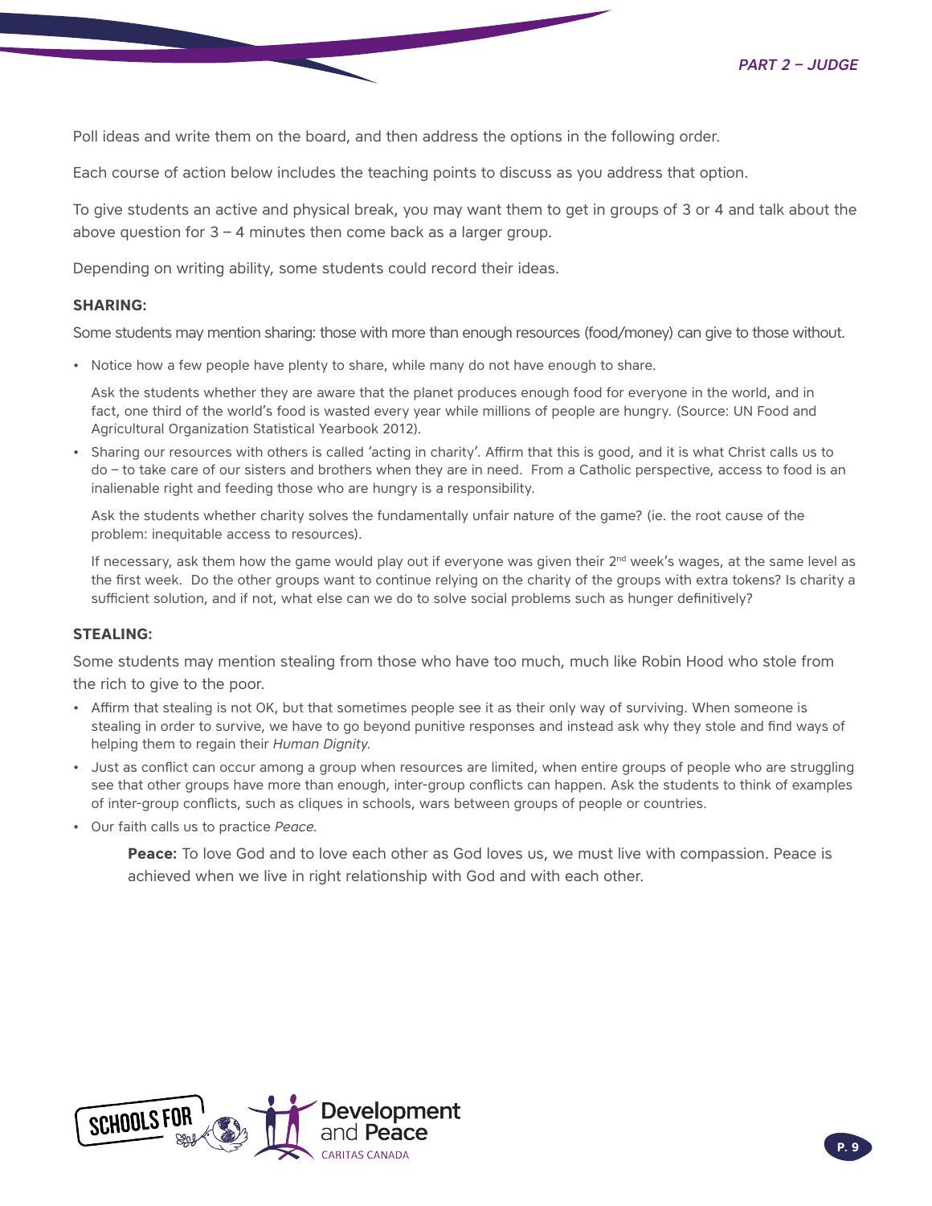Poll ideas and write them on the board, and then address the options in the following order.

Each course of action below includes the teaching points to discuss as you address that option.

To give students an active and physical break, you may want them to get in groups of 3 or 4 and talk about the above question for 3 – 4 minutes then come back as a larger group.

Depending on writing ability, some students could record their ideas.

**SHARING:**

Some students may mention sharing: those with more than enough resources (food/money) can give to those without.

- Notice how a few people have plenty to share, while many do not have enough to share.

  Ask the students whether they are aware that the planet produces enough food for everyone in the world, and in fact, one third of the world's food is wasted every year while millions of people are hungry. (Source: UN Food and Agricultural Organization Statistical Yearbook 2012).

- Sharing our resources with others is called 'acting in charity'. Affirm that this is good, and it is what Christ calls us to do – to take care of our sisters and brothers when they are in need. From a Catholic perspective, access to food is an inalienable right and feeding those who are hungry is a responsibility.

  Ask the students whether charity solves the fundamentally unfair nature of the game? (ie. the root cause of the problem: inequitable access to resources).

  If necessary, ask them how the game would play out if everyone was given their 2nd week's wages, at the same level as the first week. Do the other groups want to continue relying on the charity of the groups with extra tokens? Is charity a sufficient solution, and if not, what else can we do to solve social problems such as hunger definitively?

**STEALING:**

Some students may mention stealing from those who have too much, much like Robin Hood who stole from the rich to give to the poor.

- Affirm that stealing is not OK, but that sometimes people see it as their only way of surviving. When someone is stealing in order to survive, we have to go beyond punitive responses and instead ask why they stole and find ways of helping them to regain their *Human Dignity*.
- Just as conflict can occur among a group when resources are limited, when entire groups of people who are struggling see that other groups have more than enough, inter-group conflicts can happen. Ask the students to think of examples of inter-group conflicts, such as cliques in schools, wars between groups of people or countries.
- Our faith calls us to practice *Peace*.

  **Peace:** To love God and to love each other as God loves us, we must live with compassion. Peace is achieved when we live in right relationship with God and with each other.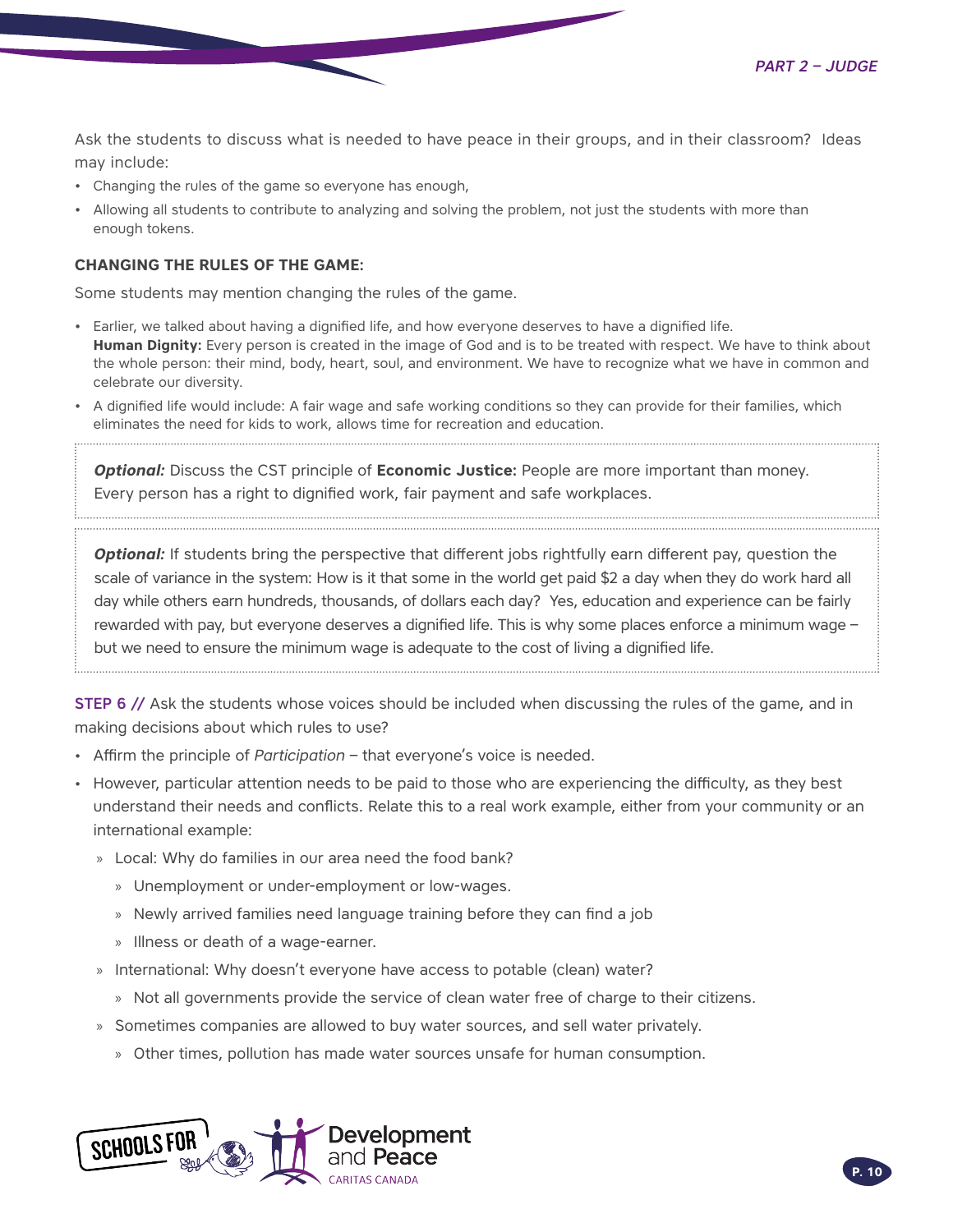Ask the students to discuss what is needed to have peace in their groups, and in their classroom? Ideas may include:

- Changing the rules of the game so everyone has enough,
- Allowing all students to contribute to analyzing and solving the problem, not just the students with more than enough tokens.

**CHANGING THE RULES OF THE GAME:**

Some students may mention changing the rules of the game.

- Earlier, we talked about having a dignified life, and how everyone deserves to have a dignified life.
  **Human Dignity:** Every person is created in the image of God and is to be treated with respect. We have to think about the whole person: their mind, body, heart, soul, and environment. We have to recognize what we have in common and celebrate our diversity.
- A dignified life would include: A fair wage and safe working conditions so they can provide for their families, which eliminates the need for kids to work, allows time for recreation and education.

> ***Optional:*** Discuss the CST principle of **Economic Justice:** People are more important than money. Every person has a right to dignified work, fair payment and safe workplaces.

> ***Optional:*** If students bring the perspective that different jobs rightfully earn different pay, question the scale of variance in the system: How is it that some in the world get paid $2 a day when they do work hard all day while others earn hundreds, thousands, of dollars each day? Yes, education and experience can be fairly rewarded with pay, but everyone deserves a dignified life. This is why some places enforce a minimum wage – but we need to ensure the minimum wage is adequate to the cost of living a dignified life.

STEP 6 // Ask the students whose voices should be included when discussing the rules of the game, and in making decisions about which rules to use?

- Affirm the principle of *Participation* – that everyone's voice is needed.
- However, particular attention needs to be paid to those who are experiencing the difficulty, as they best understand their needs and conflicts. Relate this to a real work example, either from your community or an international example:
  - Local: Why do families in our area need the food bank?
    - Unemployment or under-employment or low-wages.
    - Newly arrived families need language training before they can find a job
    - Illness or death of a wage-earner.
  - International: Why doesn't everyone have access to potable (clean) water?
    - Not all governments provide the service of clean water free of charge to their citizens.
  - Sometimes companies are allowed to buy water sources, and sell water privately.
    - Other times, pollution has made water sources unsafe for human consumption.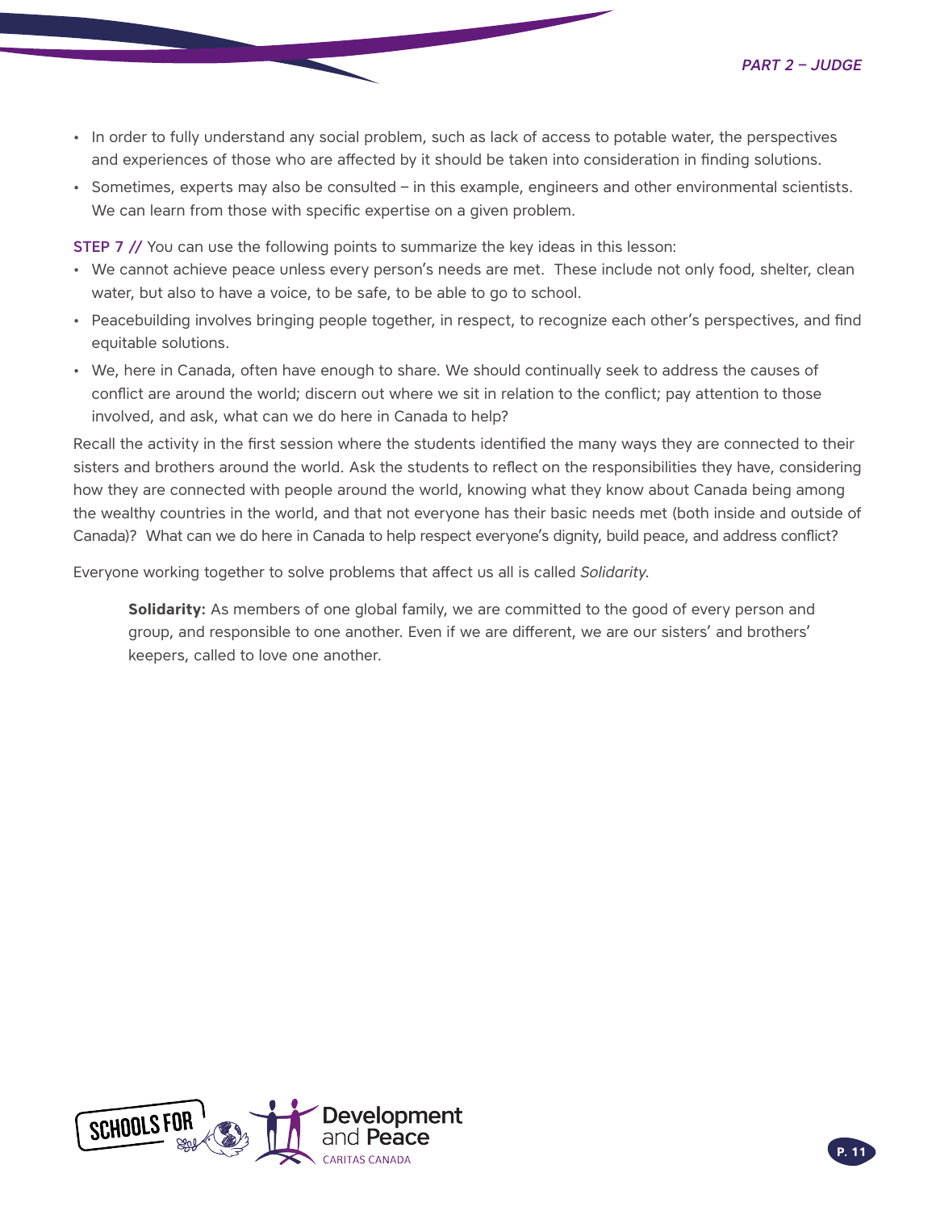- In order to fully understand any social problem, such as lack of access to potable water, the perspectives and experiences of those who are affected by it should be taken into consideration in finding solutions.
- Sometimes, experts may also be consulted – in this example, engineers and other environmental scientists. We can learn from those with specific expertise on a given problem.

**STEP 7 //** You can use the following points to summarize the key ideas in this lesson:

- We cannot achieve peace unless every person's needs are met. These include not only food, shelter, clean water, but also to have a voice, to be safe, to be able to go to school.
- Peacebuilding involves bringing people together, in respect, to recognize each other's perspectives, and find equitable solutions.
- We, here in Canada, often have enough to share. We should continually seek to address the causes of conflict are around the world; discern out where we sit in relation to the conflict; pay attention to those involved, and ask, what can we do here in Canada to help?

Recall the activity in the first session where the students identified the many ways they are connected to their sisters and brothers around the world. Ask the students to reflect on the responsibilities they have, considering how they are connected with people around the world, knowing what they know about Canada being among the wealthy countries in the world, and that not everyone has their basic needs met (both inside and outside of Canada)? What can we do here in Canada to help respect everyone's dignity, build peace, and address conflict?

Everyone working together to solve problems that affect us all is called *Solidarity*.

> **Solidarity:** As members of one global family, we are committed to the good of every person and group, and responsible to one another. Even if we are different, we are our sisters' and brothers' keepers, called to love one another.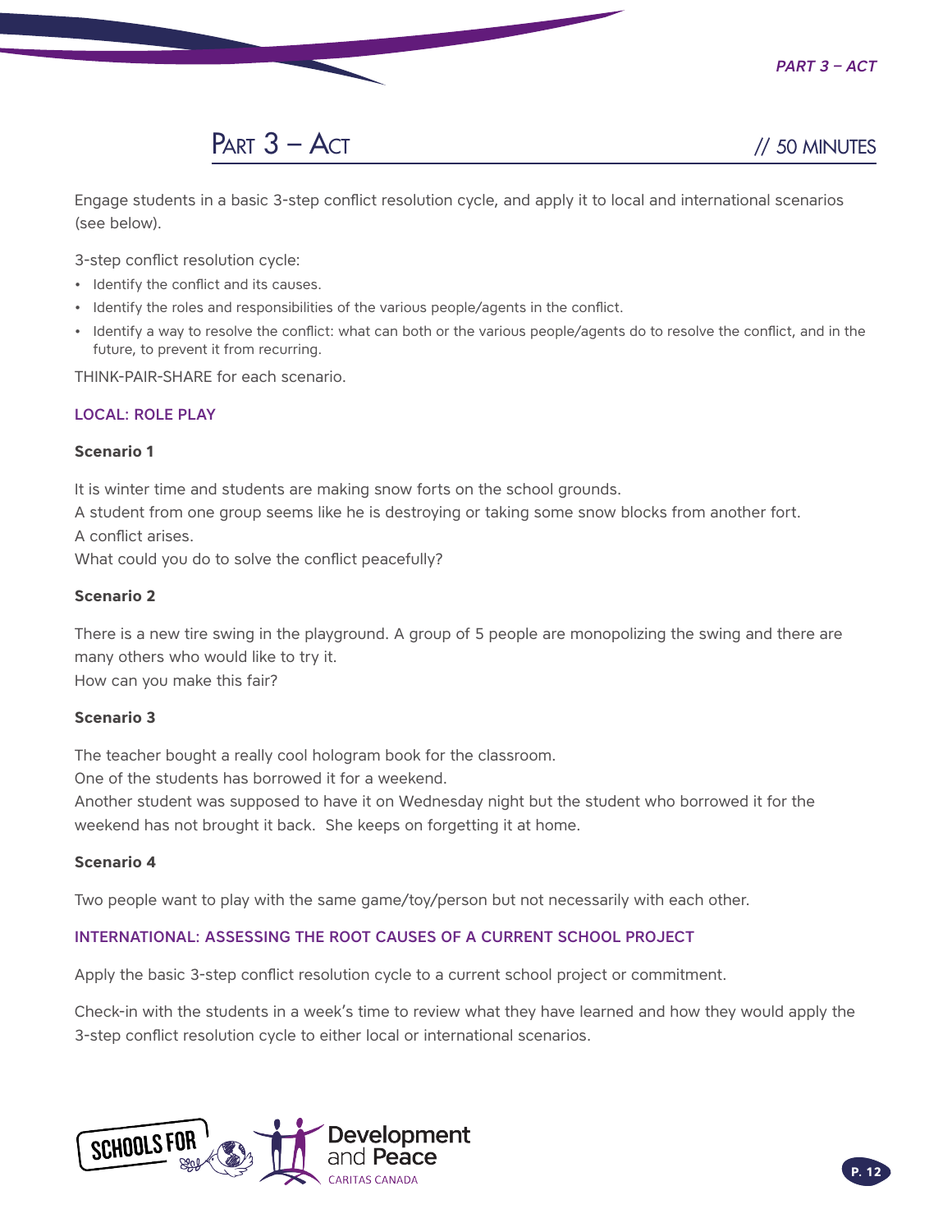## Part 3 – Act // 50 MINUTES

Engage students in a basic 3-step conflict resolution cycle, and apply it to local and international scenarios (see below).

3-step conflict resolution cycle:

- Identify the conflict and its causes.
- Identify the roles and responsibilities of the various people/agents in the conflict.
- Identify a way to resolve the conflict: what can both or the various people/agents do to resolve the conflict, and in the future, to prevent it from recurring.

THINK-PAIR-SHARE for each scenario.

### LOCAL: ROLE PLAY

**Scenario 1**

It is winter time and students are making snow forts on the school grounds.
A student from one group seems like he is destroying or taking some snow blocks from another fort.
A conflict arises.
What could you do to solve the conflict peacefully?

**Scenario 2**

There is a new tire swing in the playground. A group of 5 people are monopolizing the swing and there are many others who would like to try it.
How can you make this fair?

**Scenario 3**

The teacher bought a really cool hologram book for the classroom.
One of the students has borrowed it for a weekend.
Another student was supposed to have it on Wednesday night but the student who borrowed it for the weekend has not brought it back. She keeps on forgetting it at home.

**Scenario 4**

Two people want to play with the same game/toy/person but not necessarily with each other.

### INTERNATIONAL: ASSESSING THE ROOT CAUSES OF A CURRENT SCHOOL PROJECT

Apply the basic 3-step conflict resolution cycle to a current school project or commitment.

Check-in with the students in a week's time to review what they have learned and how they would apply the 3-step conflict resolution cycle to either local or international scenarios.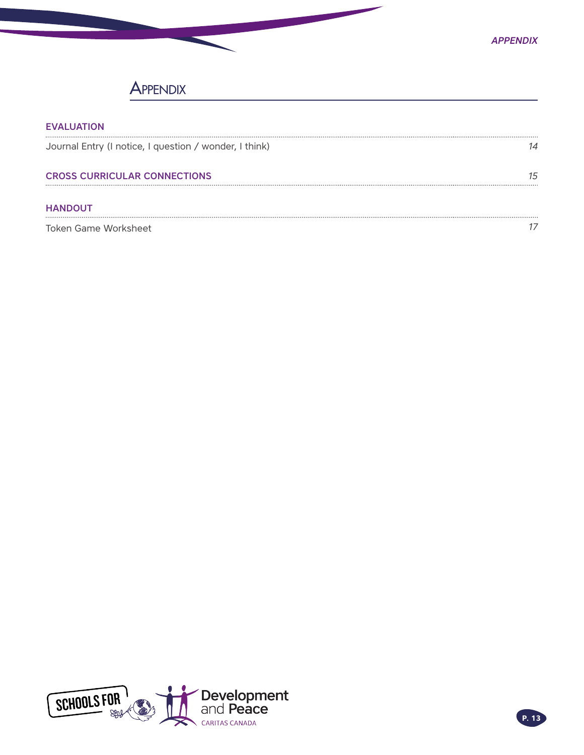# APPENDIX

**EVALUATION**

Journal Entry (I notice, I question / wonder, I think) *14*

**CROSS CURRICULAR CONNECTIONS** *15*

**HANDOUT**

Token Game Worksheet *17*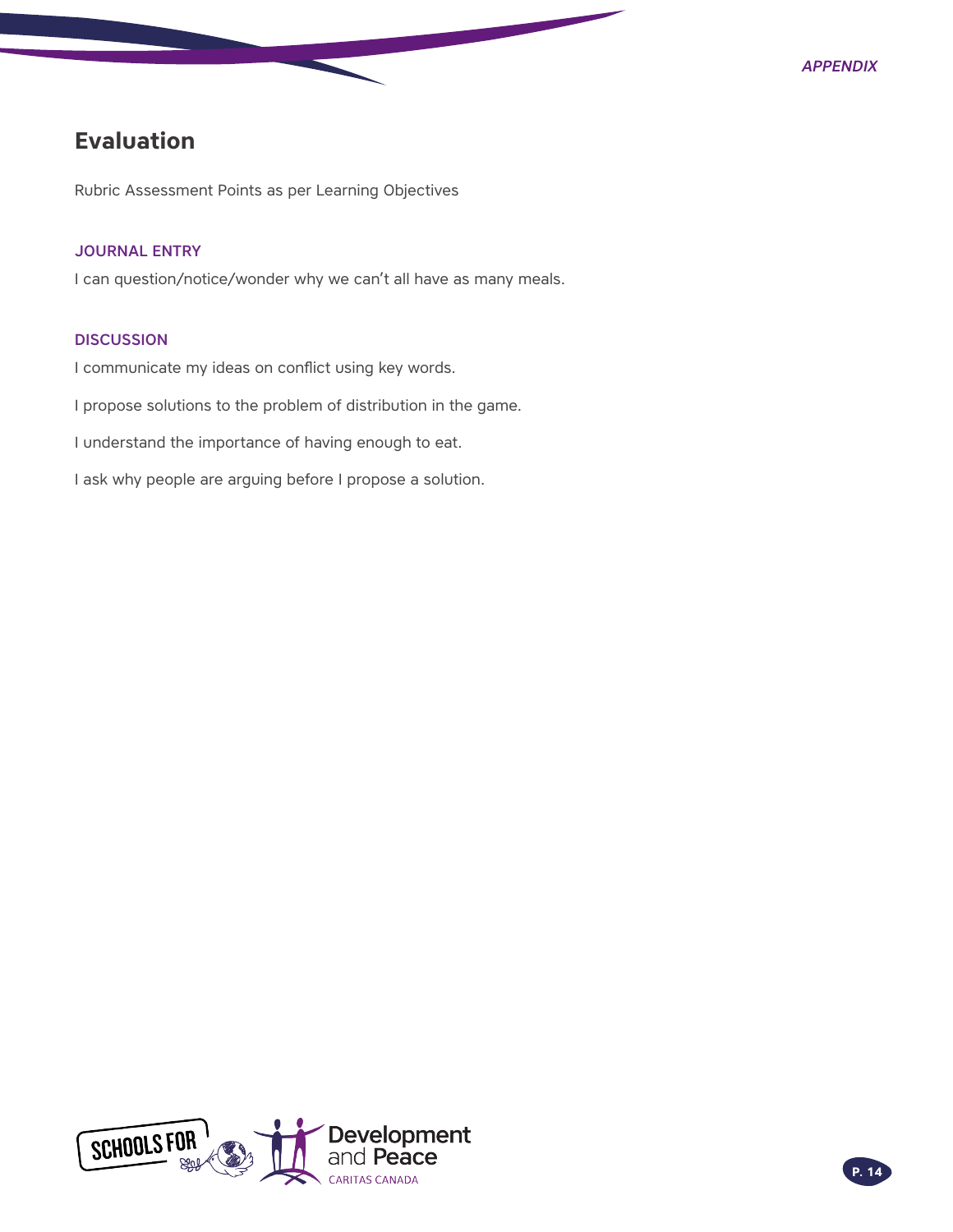## Evaluation

Rubric Assessment Points as per Learning Objectives

### JOURNAL ENTRY

I can question/notice/wonder why we can't all have as many meals.

### DISCUSSION

I communicate my ideas on conflict using key words.

I propose solutions to the problem of distribution in the game.

I understand the importance of having enough to eat.

I ask why people are arguing before I propose a solution.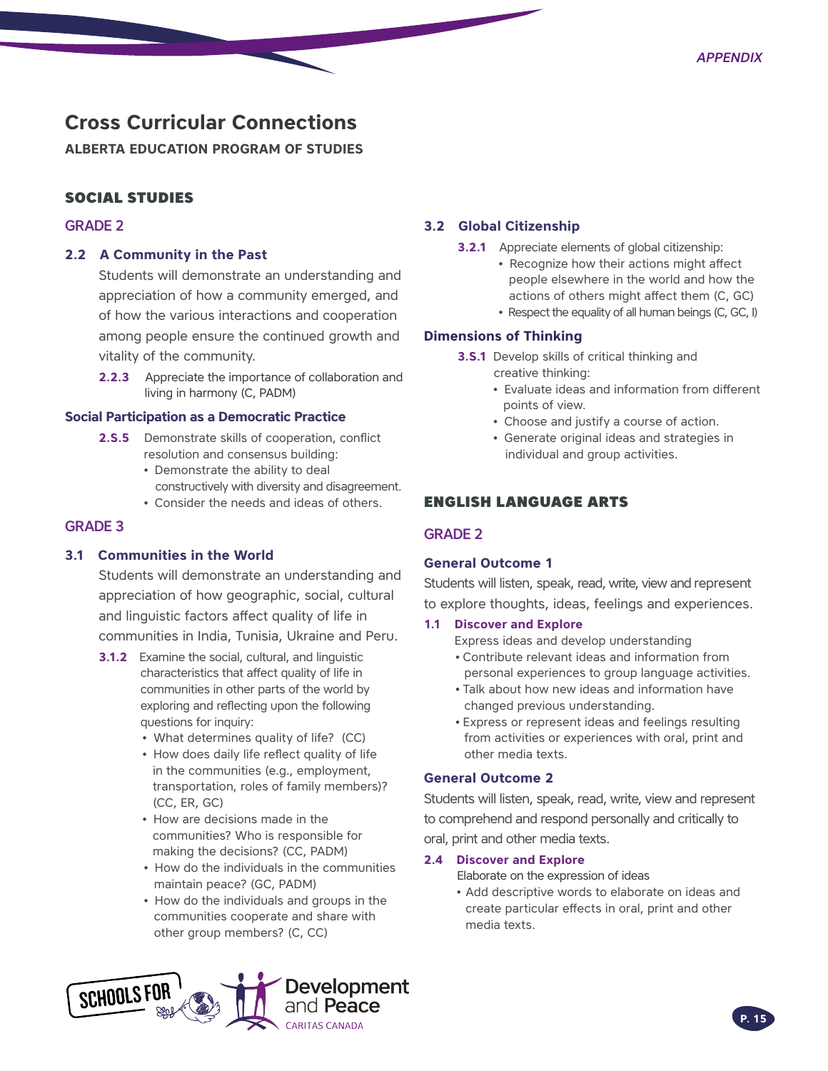# Cross Curricular Connections

**ALBERTA EDUCATION PROGRAM OF STUDIES**

## SOCIAL STUDIES

### GRADE 2

#### 2.2 A Community in the Past

Students will demonstrate an understanding and appreciation of how a community emerged, and of how the various interactions and cooperation among people ensure the continued growth and vitality of the community.

**2.2.3** Appreciate the importance of collaboration and living in harmony (C, PADM)

#### Social Participation as a Democratic Practice

**2.S.5** Demonstrate skills of cooperation, conflict resolution and consensus building:

- Demonstrate the ability to deal constructively with diversity and disagreement.
- Consider the needs and ideas of others.

### GRADE 3

#### 3.1 Communities in the World

Students will demonstrate an understanding and appreciation of how geographic, social, cultural and linguistic factors affect quality of life in communities in India, Tunisia, Ukraine and Peru.

**3.1.2** Examine the social, cultural, and linguistic characteristics that affect quality of life in communities in other parts of the world by exploring and reflecting upon the following questions for inquiry:

- What determines quality of life? (CC)
- How does daily life reflect quality of life in the communities (e.g., employment, transportation, roles of family members)? (CC, ER, GC)
- How are decisions made in the communities? Who is responsible for making the decisions? (CC, PADM)
- How do the individuals in the communities maintain peace? (GC, PADM)
- How do the individuals and groups in the communities cooperate and share with other group members? (C, CC)

#### 3.2 Global Citizenship

**3.2.1** Appreciate elements of global citizenship:

- Recognize how their actions might affect people elsewhere in the world and how the actions of others might affect them (C, GC)
- Respect the equality of all human beings (C, GC, I)

#### Dimensions of Thinking

**3.S.1** Develop skills of critical thinking and creative thinking:

- Evaluate ideas and information from different points of view.
- Choose and justify a course of action.
- Generate original ideas and strategies in individual and group activities.

## ENGLISH LANGUAGE ARTS

### GRADE 2

#### General Outcome 1

Students will listen, speak, read, write, view and represent to explore thoughts, ideas, feelings and experiences.

**1.1 Discover and Explore**

Express ideas and develop understanding

- Contribute relevant ideas and information from personal experiences to group language activities.
- Talk about how new ideas and information have changed previous understanding.
- Express or represent ideas and feelings resulting from activities or experiences with oral, print and other media texts.

#### General Outcome 2

Students will listen, speak, read, write, view and represent to comprehend and respond personally and critically to oral, print and other media texts.

**2.4 Discover and Explore**

Elaborate on the expression of ideas

- Add descriptive words to elaborate on ideas and create particular effects in oral, print and other media texts.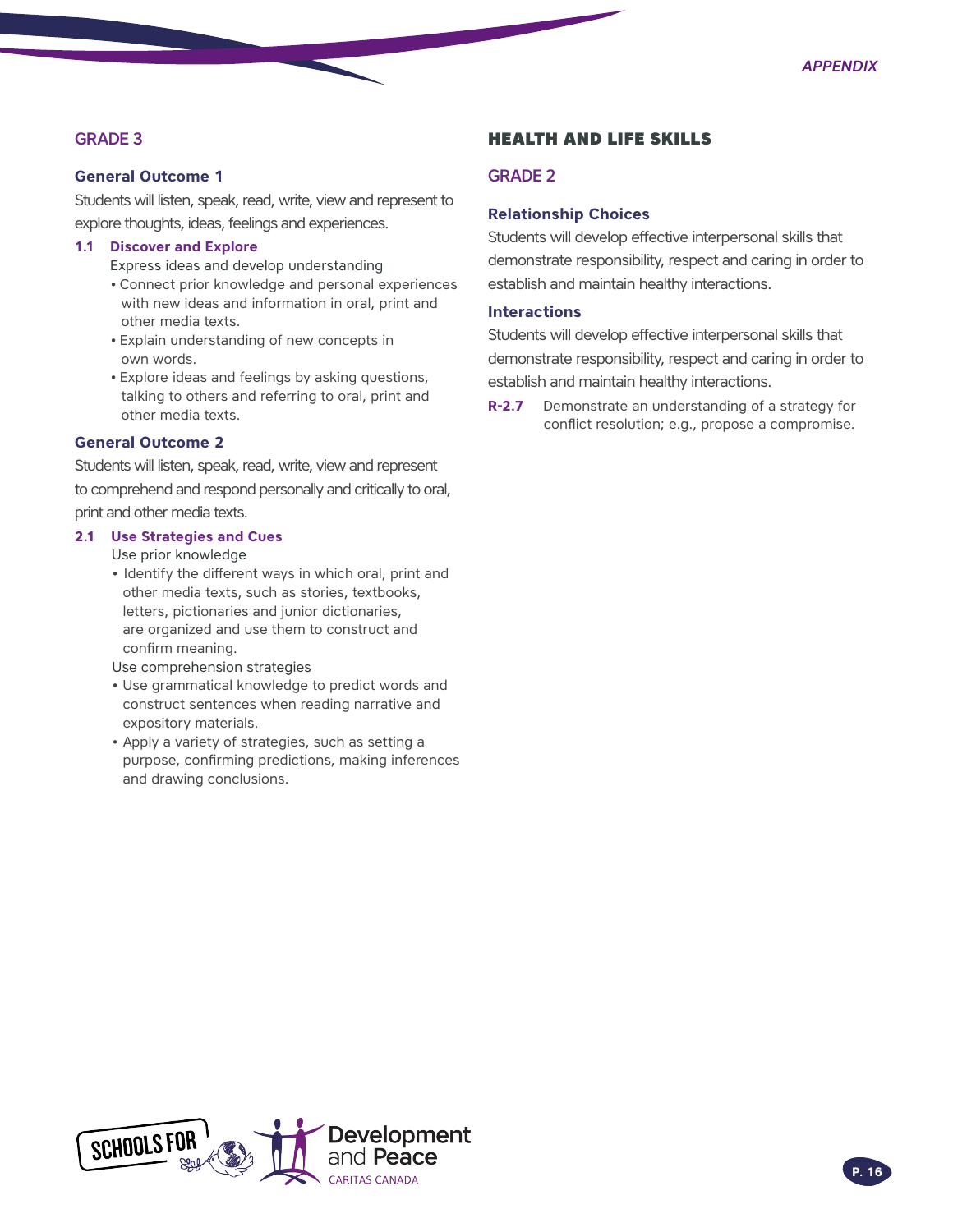## GRADE 3

### General Outcome 1

Students will listen, speak, read, write, view and represent to explore thoughts, ideas, feelings and experiences.

**1.1 Discover and Explore**

Express ideas and develop understanding

- Connect prior knowledge and personal experiences with new ideas and information in oral, print and other media texts.
- Explain understanding of new concepts in own words.
- Explore ideas and feelings by asking questions, talking to others and referring to oral, print and other media texts.

### General Outcome 2

Students will listen, speak, read, write, view and represent to comprehend and respond personally and critically to oral, print and other media texts.

**2.1 Use Strategies and Cues**

Use prior knowledge

- Identify the different ways in which oral, print and other media texts, such as stories, textbooks, letters, pictionaries and junior dictionaries, are organized and use them to construct and confirm meaning.

Use comprehension strategies

- Use grammatical knowledge to predict words and construct sentences when reading narrative and expository materials.
- Apply a variety of strategies, such as setting a purpose, confirming predictions, making inferences and drawing conclusions.

# HEALTH AND LIFE SKILLS

## GRADE 2

### Relationship Choices

Students will develop effective interpersonal skills that demonstrate responsibility, respect and caring in order to establish and maintain healthy interactions.

### Interactions

Students will develop effective interpersonal skills that demonstrate responsibility, respect and caring in order to establish and maintain healthy interactions.

**R-2.7** Demonstrate an understanding of a strategy for conflict resolution; e.g., propose a compromise.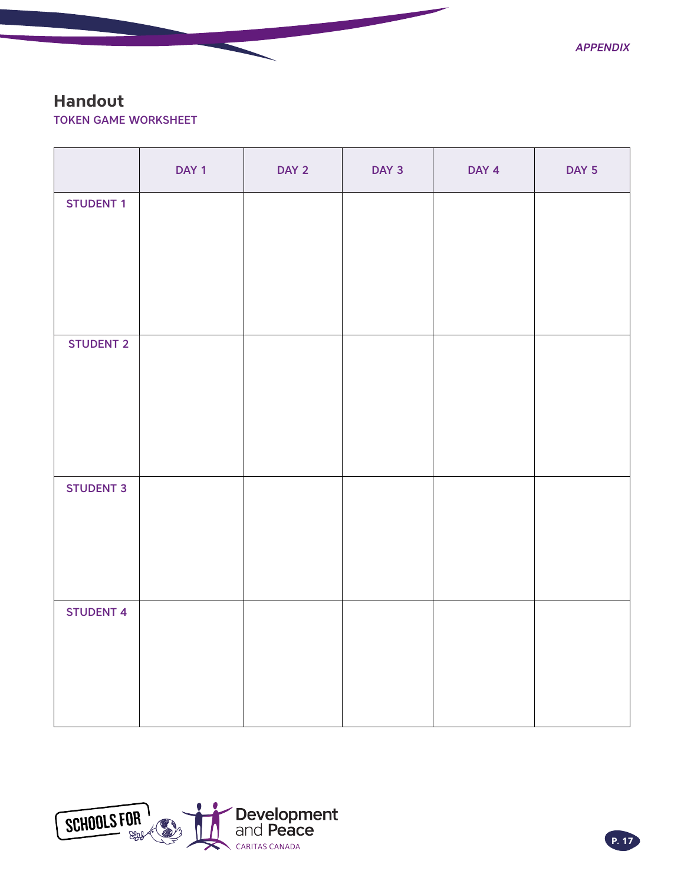## Handout

TOKEN GAME WORKSHEET

| | DAY 1 | DAY 2 | DAY 3 | DAY 4 | DAY 5 |
|---|---|---|---|---|---|
| STUDENT 1 | | | | | |
| STUDENT 2 | | | | | |
| STUDENT 3 | | | | | |
| STUDENT 4 | | | | | |